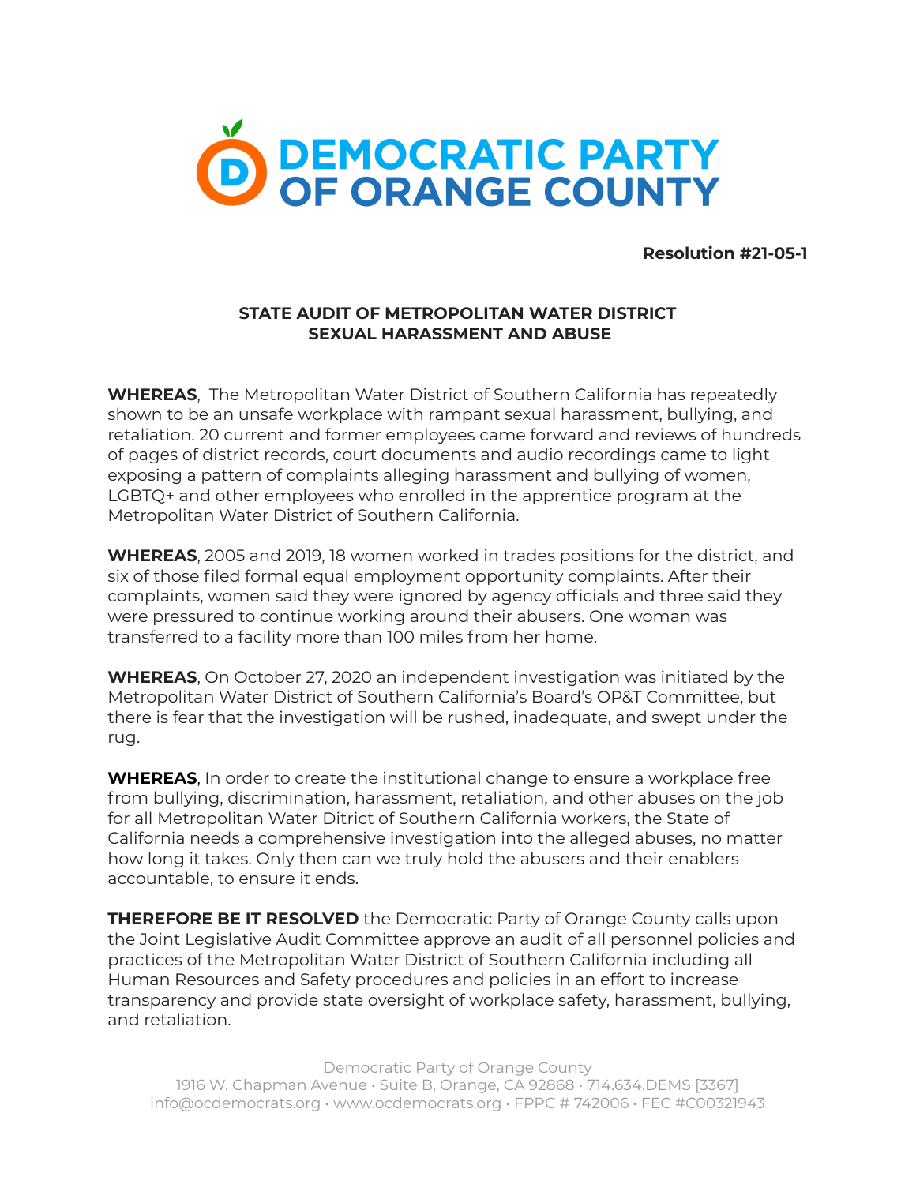# DEMOCRATIC PARTY OF ORANGE COUNTY

**Resolution #21-05-1**

## STATE AUDIT OF METROPOLITAN WATER DISTRICT SEXUAL HARASSMENT AND ABUSE

**WHEREAS**, The Metropolitan Water District of Southern California has repeatedly shown to be an unsafe workplace with rampant sexual harassment, bullying, and retaliation. 20 current and former employees came forward and reviews of hundreds of pages of district records, court documents and audio recordings came to light exposing a pattern of complaints alleging harassment and bullying of women, LGBTQ+ and other employees who enrolled in the apprentice program at the Metropolitan Water District of Southern California.

**WHEREAS**, 2005 and 2019, 18 women worked in trades positions for the district, and six of those filed formal equal employment opportunity complaints. After their complaints, women said they were ignored by agency officials and three said they were pressured to continue working around their abusers. One woman was transferred to a facility more than 100 miles from her home.

**WHEREAS**, On October 27, 2020 an independent investigation was initiated by the Metropolitan Water District of Southern California's Board's OP&T Committee, but there is fear that the investigation will be rushed, inadequate, and swept under the rug.

**WHEREAS**, In order to create the institutional change to ensure a workplace free from bullying, discrimination, harassment, retaliation, and other abuses on the job for all Metropolitan Water Ditrict of Southern California workers, the State of California needs a comprehensive investigation into the alleged abuses, no matter how long it takes. Only then can we truly hold the abusers and their enablers accountable, to ensure it ends.

**THEREFORE BE IT RESOLVED** the Democratic Party of Orange County calls upon the Joint Legislative Audit Committee approve an audit of all personnel policies and practices of the Metropolitan Water District of Southern California including all Human Resources and Safety procedures and policies in an effort to increase transparency and provide state oversight of workplace safety, harassment, bullying, and retaliation.

Democratic Party of Orange County
1916 W. Chapman Avenue • Suite B, Orange, CA 92868 • 714.634.DEMS [3367]
info@ocdemocrats.org • www.ocdemocrats.org • FPPC # 742006 • FEC #C00321943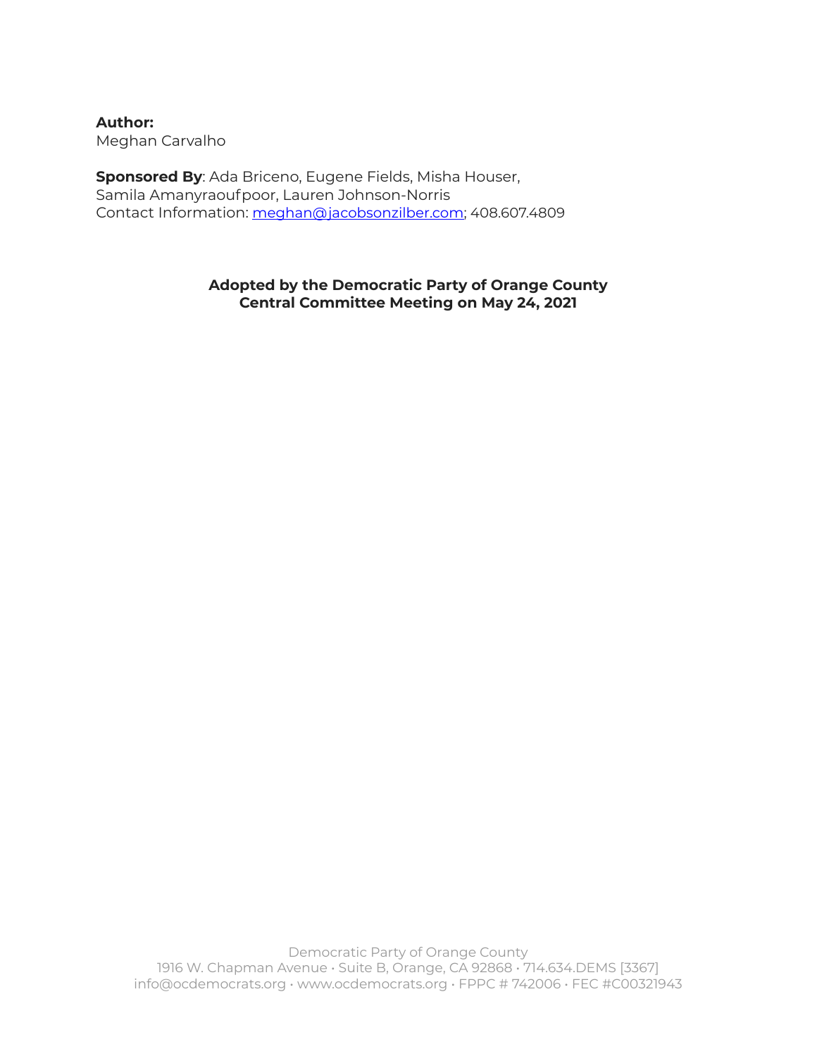**Author:**
Meghan Carvalho

**Sponsored By**: Ada Briceno, Eugene Fields, Misha Houser, Samila Amanyraoufpoor, Lauren Johnson-Norris
Contact Information: meghan@jacobsonzilber.com; 408.607.4809

**Adopted by the Democratic Party of Orange County Central Committee Meeting on May 24, 2021**

Democratic Party of Orange County
1916 W. Chapman Avenue • Suite B, Orange, CA 92868 • 714.634.DEMS [3367]
info@ocdemocrats.org • www.ocdemocrats.org • FPPC # 742006 • FEC #C00321943